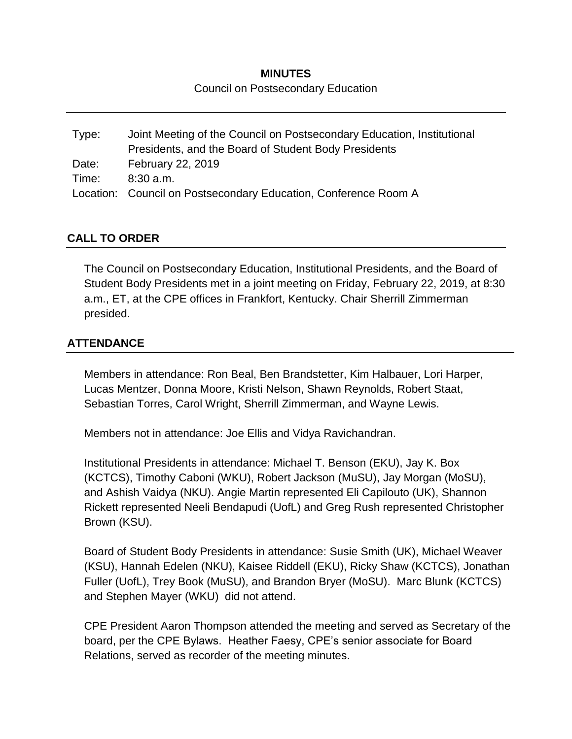**MINUTES**

Council on Postsecondary Education

| | |
|---|---|
| Type: | Joint Meeting of the Council on Postsecondary Education, Institutional Presidents, and the Board of Student Body Presidents |
| Date: | February 22, 2019 |
| Time: | 8:30 a.m. |
| Location: | Council on Postsecondary Education, Conference Room A |

## CALL TO ORDER

The Council on Postsecondary Education, Institutional Presidents, and the Board of Student Body Presidents met in a joint meeting on Friday, February 22, 2019, at 8:30 a.m., ET, at the CPE offices in Frankfort, Kentucky. Chair Sherrill Zimmerman presided.

## ATTENDANCE

Members in attendance: Ron Beal, Ben Brandstetter, Kim Halbauer, Lori Harper, Lucas Mentzer, Donna Moore, Kristi Nelson, Shawn Reynolds, Robert Staat, Sebastian Torres, Carol Wright, Sherrill Zimmerman, and Wayne Lewis.

Members not in attendance: Joe Ellis and Vidya Ravichandran.

Institutional Presidents in attendance: Michael T. Benson (EKU), Jay K. Box (KCTCS), Timothy Caboni (WKU), Robert Jackson (MuSU), Jay Morgan (MoSU), and Ashish Vaidya (NKU). Angie Martin represented Eli Capilouto (UK), Shannon Rickett represented Neeli Bendapudi (UofL) and Greg Rush represented Christopher Brown (KSU).

Board of Student Body Presidents in attendance: Susie Smith (UK), Michael Weaver (KSU), Hannah Edelen (NKU), Kaisee Riddell (EKU), Ricky Shaw (KCTCS), Jonathan Fuller (UofL), Trey Book (MuSU), and Brandon Bryer (MoSU). Marc Blunk (KCTCS) and Stephen Mayer (WKU) did not attend.

CPE President Aaron Thompson attended the meeting and served as Secretary of the board, per the CPE Bylaws. Heather Faesy, CPE's senior associate for Board Relations, served as recorder of the meeting minutes.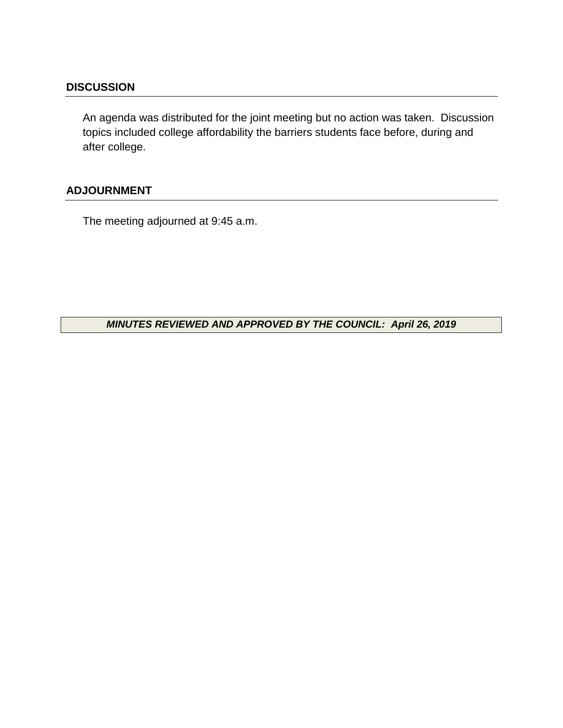## DISCUSSION

An agenda was distributed for the joint meeting but no action was taken. Discussion topics included college affordability the barriers students face before, during and after college.

## ADJOURNMENT

The meeting adjourned at 9:45 a.m.

***MINUTES REVIEWED AND APPROVED BY THE COUNCIL: April 26, 2019***